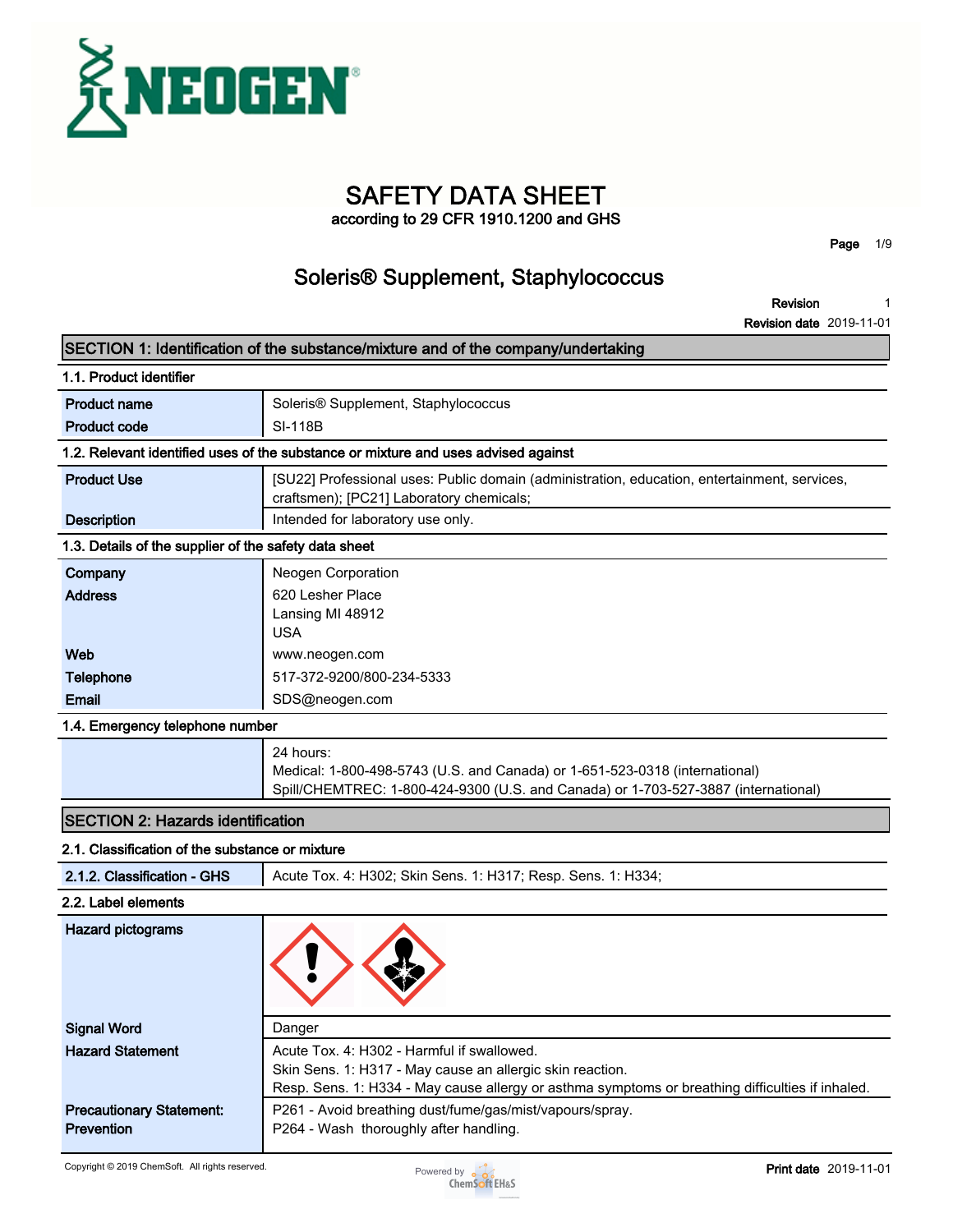# SAFETY DATA SHEET

according to 29 CFR 1910.1200 and GHS

## Soleris® Supplement, Staphylococcus

**Revision** 1
**Revision date** 2019-11-01

## SECTION 1: Identification of the substance/mixture and of the company/undertaking

### 1.1. Product identifier

| | |
|---|---|
| **Product name** | Soleris® Supplement, Staphylococcus |
| **Product code** | SI-118B |

### 1.2. Relevant identified uses of the substance or mixture and uses advised against

| | |
|---|---|
| **Product Use** | [SU22] Professional uses: Public domain (administration, education, entertainment, services, craftsmen); [PC21] Laboratory chemicals; |
| **Description** | Intended for laboratory use only. |

### 1.3. Details of the supplier of the safety data sheet

| | |
|---|---|
| **Company** | Neogen Corporation |
| **Address** | 620 Lesher Place<br>Lansing MI 48912<br>USA |
| **Web** | www.neogen.com |
| **Telephone** | 517-372-9200/800-234-5333 |
| **Email** | SDS@neogen.com |

### 1.4. Emergency telephone number

24 hours:
Medical: 1-800-498-5743 (U.S. and Canada) or 1-651-523-0318 (international)
Spill/CHEMTREC: 1-800-424-9300 (U.S. and Canada) or 1-703-527-3887 (international)

## SECTION 2: Hazards identification

### 2.1. Classification of the substance or mixture

| | |
|---|---|
| **2.1.2. Classification - GHS** | Acute Tox. 4: H302; Skin Sens. 1: H317; Resp. Sens. 1: H334; |

### 2.2. Label elements

| | |
|---|---|
| **Hazard pictograms** | |
| **Signal Word** | Danger |
| **Hazard Statement** | Acute Tox. 4: H302 - Harmful if swallowed.<br>Skin Sens. 1: H317 - May cause an allergic skin reaction.<br>Resp. Sens. 1: H334 - May cause allergy or asthma symptoms or breathing difficulties if inhaled. |
| **Precautionary Statement: Prevention** | P261 - Avoid breathing dust/fume/gas/mist/vapours/spray.<br>P264 - Wash thoroughly after handling. |

Copyright © 2019 ChemSoft. All rights reserved.

**Print date** 2019-11-01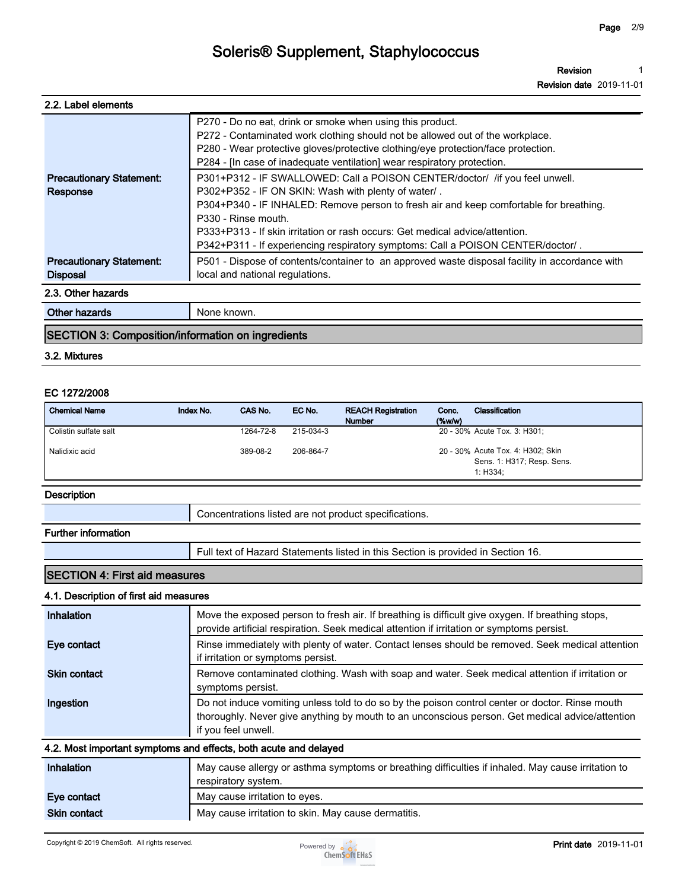### 2.2. Label elements

| | |
|---|---|
| | P270 - Do no eat, drink or smoke when using this product.<br>P272 - Contaminated work clothing should not be allowed out of the workplace.<br>P280 - Wear protective gloves/protective clothing/eye protection/face protection.<br>P284 - [In case of inadequate ventilation] wear respiratory protection. |
| **Precautionary Statement: Response** | P301+P312 - IF SWALLOWED: Call a POISON CENTER/doctor/ /if you feel unwell.<br>P302+P352 - IF ON SKIN: Wash with plenty of water/ .<br>P304+P340 - IF INHALED: Remove person to fresh air and keep comfortable for breathing.<br>P330 - Rinse mouth.<br>P333+P313 - If skin irritation or rash occurs: Get medical advice/attention.<br>P342+P311 - If experiencing respiratory symptoms: Call a POISON CENTER/doctor/ . |
| **Precautionary Statement: Disposal** | P501 - Dispose of contents/container to an approved waste disposal facility in accordance with local and national regulations. |

### 2.3. Other hazards

| | |
|---|---|
| **Other hazards** | None known. |

## SECTION 3: Composition/information on ingredients

### 3.2. Mixtures

**EC 1272/2008**

| Chemical Name | Index No. | CAS No. | EC No. | REACH Registration Number | Conc. (%w/w) | Classification |
|---|---|---|---|---|---|---|
| Colistin sulfate salt | | 1264-72-8 | 215-034-3 | | 20 - 30% | Acute Tox. 3: H301; |
| Nalidixic acid | | 389-08-2 | 206-864-7 | | 20 - 30% | Acute Tox. 4: H302; Skin Sens. 1: H317; Resp. Sens. 1: H334; |

**Description**

| | |
|---|---|
| | Concentrations listed are not product specifications. |

**Further information**

| | |
|---|---|
| | Full text of Hazard Statements listed in this Section is provided in Section 16. |

## SECTION 4: First aid measures

### 4.1. Description of first aid measures

| | |
|---|---|
| **Inhalation** | Move the exposed person to fresh air. If breathing is difficult give oxygen. If breathing stops, provide artificial respiration. Seek medical attention if irritation or symptoms persist. |
| **Eye contact** | Rinse immediately with plenty of water. Contact lenses should be removed. Seek medical attention if irritation or symptoms persist. |
| **Skin contact** | Remove contaminated clothing. Wash with soap and water. Seek medical attention if irritation or symptoms persist. |
| **Ingestion** | Do not induce vomiting unless told to do so by the poison control center or doctor. Rinse mouth thoroughly. Never give anything by mouth to an unconscious person. Get medical advice/attention if you feel unwell. |

### 4.2. Most important symptoms and effects, both acute and delayed

| | |
|---|---|
| **Inhalation** | May cause allergy or asthma symptoms or breathing difficulties if inhaled. May cause irritation to respiratory system. |
| **Eye contact** | May cause irritation to eyes. |
| **Skin contact** | May cause irritation to skin. May cause dermatitis. |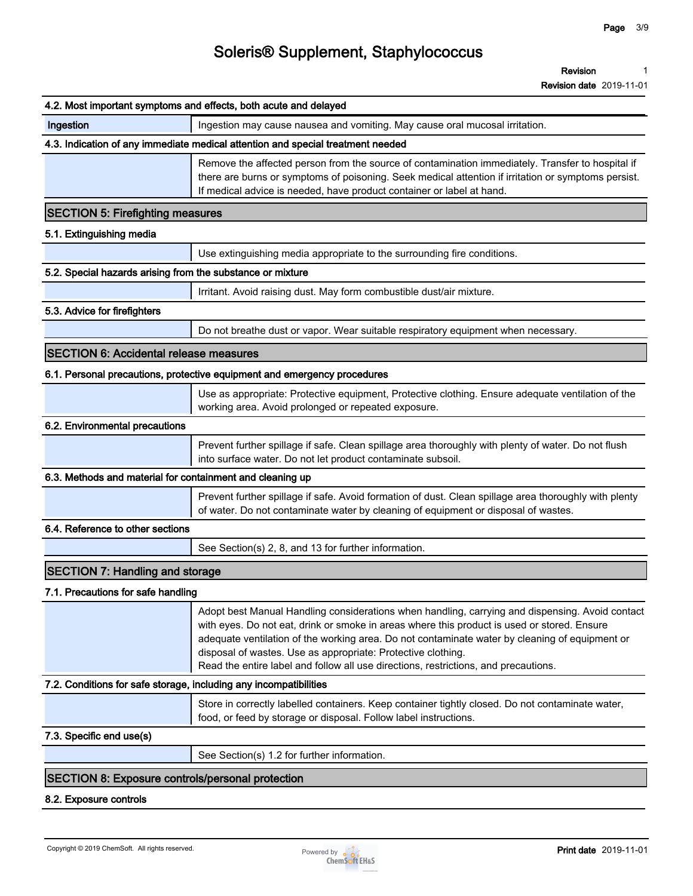### 4.2. Most important symptoms and effects, both acute and delayed

| | |
|---|---|
| Ingestion | Ingestion may cause nausea and vomiting. May cause oral mucosal irritation. |

### 4.3. Indication of any immediate medical attention and special treatment needed

Remove the affected person from the source of contamination immediately. Transfer to hospital if there are burns or symptoms of poisoning. Seek medical attention if irritation or symptoms persist. If medical advice is needed, have product container or label at hand.

## SECTION 5: Firefighting measures

### 5.1. Extinguishing media

Use extinguishing media appropriate to the surrounding fire conditions.

### 5.2. Special hazards arising from the substance or mixture

Irritant. Avoid raising dust. May form combustible dust/air mixture.

### 5.3. Advice for firefighters

Do not breathe dust or vapor. Wear suitable respiratory equipment when necessary.

## SECTION 6: Accidental release measures

### 6.1. Personal precautions, protective equipment and emergency procedures

Use as appropriate: Protective equipment, Protective clothing. Ensure adequate ventilation of the working area. Avoid prolonged or repeated exposure.

### 6.2. Environmental precautions

Prevent further spillage if safe. Clean spillage area thoroughly with plenty of water. Do not flush into surface water. Do not let product contaminate subsoil.

### 6.3. Methods and material for containment and cleaning up

Prevent further spillage if safe. Avoid formation of dust. Clean spillage area thoroughly with plenty of water. Do not contaminate water by cleaning of equipment or disposal of wastes.

### 6.4. Reference to other sections

See Section(s) 2, 8, and 13 for further information.

## SECTION 7: Handling and storage

### 7.1. Precautions for safe handling

Adopt best Manual Handling considerations when handling, carrying and dispensing. Avoid contact with eyes. Do not eat, drink or smoke in areas where this product is used or stored. Ensure adequate ventilation of the working area. Do not contaminate water by cleaning of equipment or disposal of wastes. Use as appropriate: Protective clothing.
Read the entire label and follow all use directions, restrictions, and precautions.

### 7.2. Conditions for safe storage, including any incompatibilities

Store in correctly labelled containers. Keep container tightly closed. Do not contaminate water, food, or feed by storage or disposal. Follow label instructions.

### 7.3. Specific end use(s)

See Section(s) 1.2 for further information.

## SECTION 8: Exposure controls/personal protection

### 8.2. Exposure controls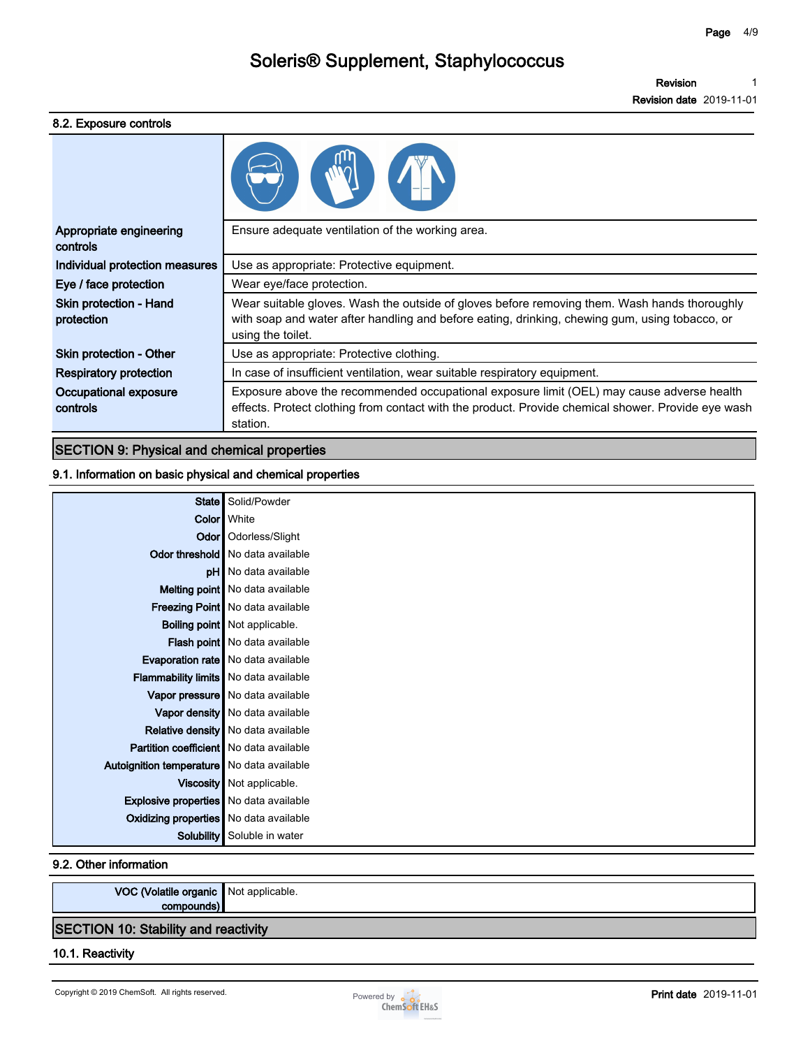## 8.2. Exposure controls

| | |
|---|---|
| Appropriate engineering controls | Ensure adequate ventilation of the working area. |
| Individual protection measures | Use as appropriate: Protective equipment. |
| Eye / face protection | Wear eye/face protection. |
| Skin protection - Hand protection | Wear suitable gloves. Wash the outside of gloves before removing them. Wash hands thoroughly with soap and water after handling and before eating, drinking, chewing gum, using tobacco, or using the toilet. |
| Skin protection - Other | Use as appropriate: Protective clothing. |
| Respiratory protection | In case of insufficient ventilation, wear suitable respiratory equipment. |
| Occupational exposure controls | Exposure above the recommended occupational exposure limit (OEL) may cause adverse health effects. Protect clothing from contact with the product. Provide chemical shower. Provide eye wash station. |

# SECTION 9: Physical and chemical properties

## 9.1. Information on basic physical and chemical properties

| | |
|---|---|
| State | Solid/Powder |
| Color | White |
| Odor | Odorless/Slight |
| Odor threshold | No data available |
| pH | No data available |
| Melting point | No data available |
| Freezing Point | No data available |
| Boiling point | Not applicable. |
| Flash point | No data available |
| Evaporation rate | No data available |
| Flammability limits | No data available |
| Vapor pressure | No data available |
| Vapor density | No data available |
| Relative density | No data available |
| Partition coefficient | No data available |
| Autoignition temperature | No data available |
| Viscosity | Not applicable. |
| Explosive properties | No data available |
| Oxidizing properties | No data available |
| Solubility | Soluble in water |

## 9.2. Other information

| | |
|---|---|
| VOC (Volatile organic compounds) | Not applicable. |

# SECTION 10: Stability and reactivity

## 10.1. Reactivity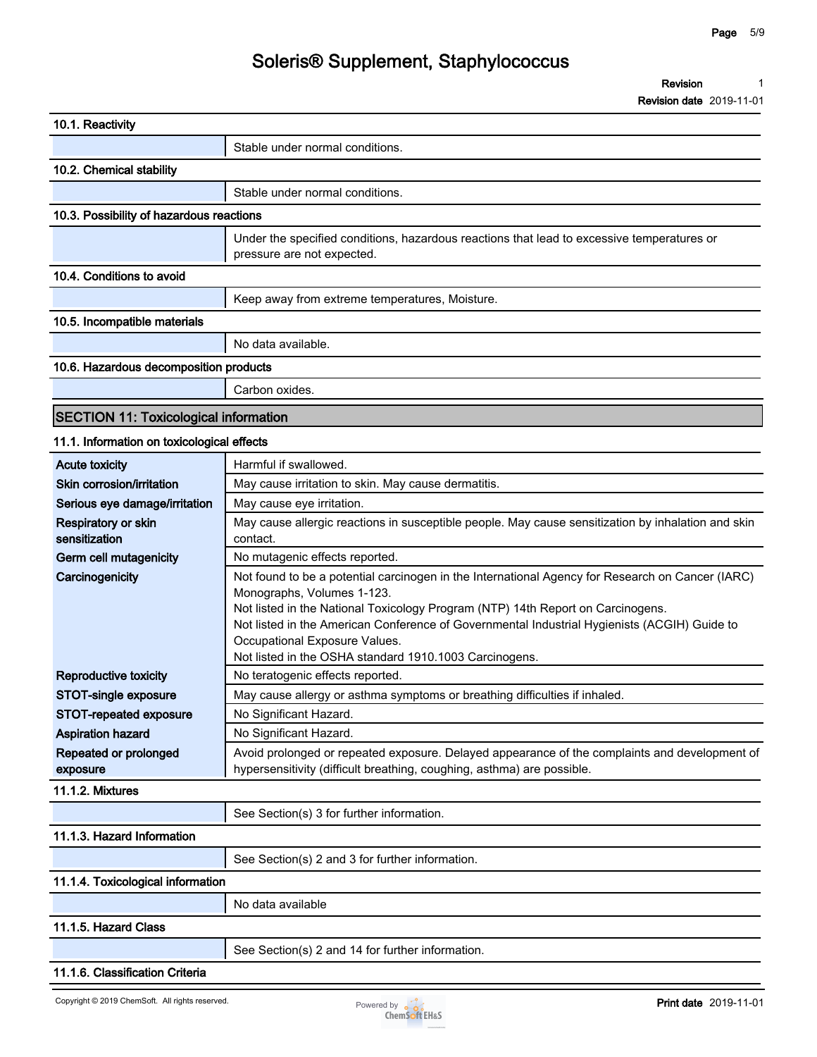#### 10.1. Reactivity

| | |
|---|---|
| | Stable under normal conditions. |

#### 10.2. Chemical stability

| | |
|---|---|
| | Stable under normal conditions. |

#### 10.3. Possibility of hazardous reactions

| | |
|---|---|
| | Under the specified conditions, hazardous reactions that lead to excessive temperatures or pressure are not expected. |

#### 10.4. Conditions to avoid

| | |
|---|---|
| | Keep away from extreme temperatures, Moisture. |

#### 10.5. Incompatible materials

| | |
|---|---|
| | No data available. |

#### 10.6. Hazardous decomposition products

| | |
|---|---|
| | Carbon oxides. |

## SECTION 11: Toxicological information

#### 11.1. Information on toxicological effects

| | |
|---|---|
| **Acute toxicity** | Harmful if swallowed. |
| **Skin corrosion/irritation** | May cause irritation to skin. May cause dermatitis. |
| **Serious eye damage/irritation** | May cause eye irritation. |
| **Respiratory or skin sensitization** | May cause allergic reactions in susceptible people. May cause sensitization by inhalation and skin contact. |
| **Germ cell mutagenicity** | No mutagenic effects reported. |
| **Carcinogenicity** | Not found to be a potential carcinogen in the International Agency for Research on Cancer (IARC) Monographs, Volumes 1-123.<br>Not listed in the National Toxicology Program (NTP) 14th Report on Carcinogens.<br>Not listed in the American Conference of Governmental Industrial Hygienists (ACGIH) Guide to Occupational Exposure Values.<br>Not listed in the OSHA standard 1910.1003 Carcinogens. |
| **Reproductive toxicity** | No teratogenic effects reported. |
| **STOT-single exposure** | May cause allergy or asthma symptoms or breathing difficulties if inhaled. |
| **STOT-repeated exposure** | No Significant Hazard. |
| **Aspiration hazard** | No Significant Hazard. |
| **Repeated or prolonged exposure** | Avoid prolonged or repeated exposure. Delayed appearance of the complaints and development of hypersensitivity (difficult breathing, coughing, asthma) are possible. |

#### 11.1.2. Mixtures

| | |
|---|---|
| | See Section(s) 3 for further information. |

#### 11.1.3. Hazard Information

| | |
|---|---|
| | See Section(s) 2 and 3 for further information. |

#### 11.1.4. Toxicological information

| | |
|---|---|
| | No data available |

#### 11.1.5. Hazard Class

| | |
|---|---|
| | See Section(s) 2 and 14 for further information. |

#### 11.1.6. Classification Criteria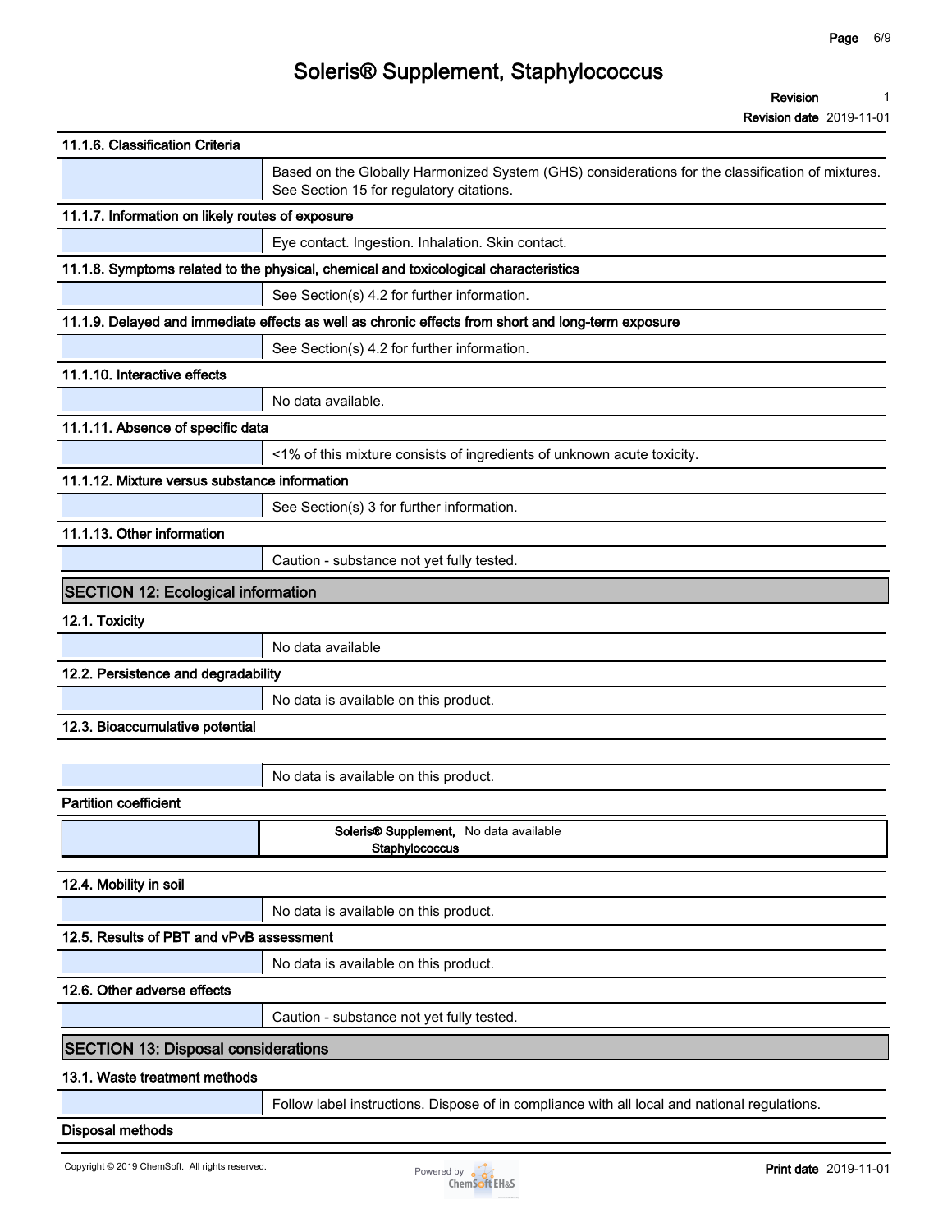#### 11.1.6. Classification Criteria

Based on the Globally Harmonized System (GHS) considerations for the classification of mixtures. See Section 15 for regulatory citations.

#### 11.1.7. Information on likely routes of exposure

Eye contact. Ingestion. Inhalation. Skin contact.

#### 11.1.8. Symptoms related to the physical, chemical and toxicological characteristics

See Section(s) 4.2 for further information.

#### 11.1.9. Delayed and immediate effects as well as chronic effects from short and long-term exposure

See Section(s) 4.2 for further information.

#### 11.1.10. Interactive effects

No data available.

#### 11.1.11. Absence of specific data

<1% of this mixture consists of ingredients of unknown acute toxicity.

#### 11.1.12. Mixture versus substance information

See Section(s) 3 for further information.

#### 11.1.13. Other information

Caution - substance not yet fully tested.

## SECTION 12: Ecological information

### 12.1. Toxicity

No data available

### 12.2. Persistence and degradability

No data is available on this product.

### 12.3. Bioaccumulative potential

No data is available on this product.

**Partition coefficient**

| | |
|---|---|
| **Soleris® Supplement, Staphylococcus** | No data available |

### 12.4. Mobility in soil

No data is available on this product.

### 12.5. Results of PBT and vPvB assessment

No data is available on this product.

### 12.6. Other adverse effects

Caution - substance not yet fully tested.

## SECTION 13: Disposal considerations

### 13.1. Waste treatment methods

Follow label instructions. Dispose of in compliance with all local and national regulations.

**Disposal methods**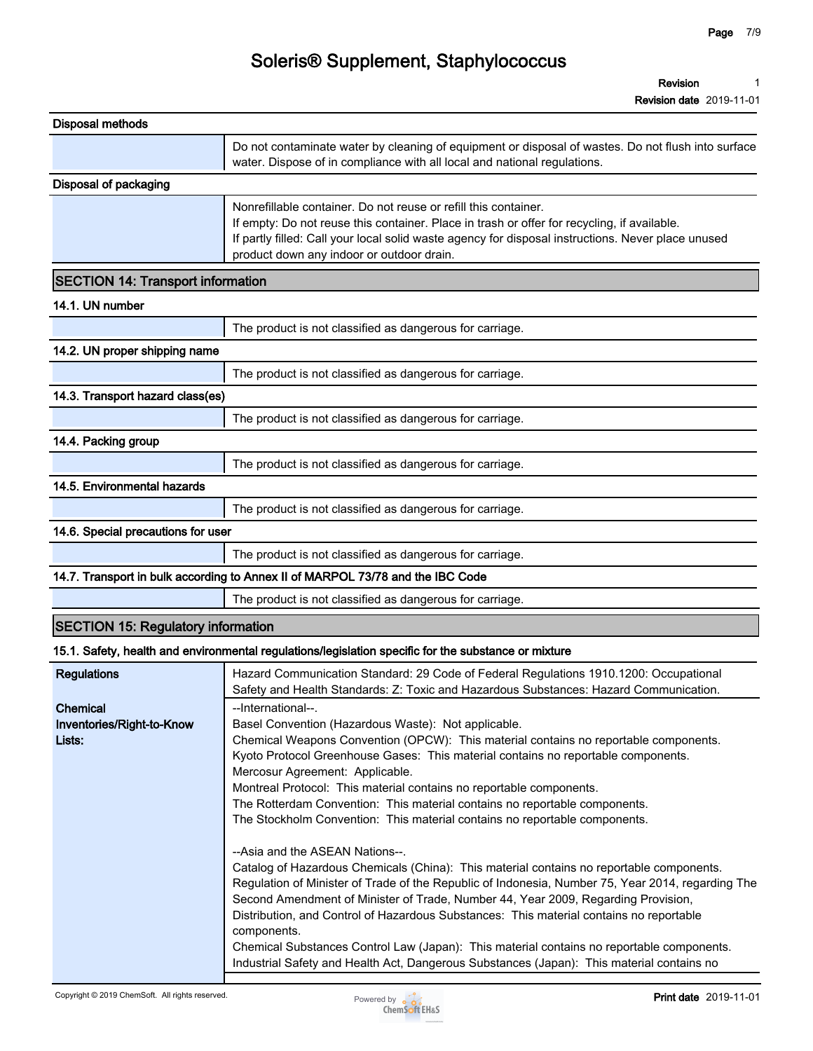| Disposal methods | |
|---|---|
| | Do not contaminate water by cleaning of equipment or disposal of wastes. Do not flush into surface water. Dispose of in compliance with all local and national regulations. |

| Disposal of packaging | |
|---|---|
| | Nonrefillable container. Do not reuse or refill this container.<br>If empty: Do not reuse this container. Place in trash or offer for recycling, if available.<br>If partly filled: Call your local solid waste agency for disposal instructions. Never place unused product down any indoor or outdoor drain. |

## SECTION 14: Transport information

| 14.1. UN number | |
|---|---|
| | The product is not classified as dangerous for carriage. |

| 14.2. UN proper shipping name | |
|---|---|
| | The product is not classified as dangerous for carriage. |

| 14.3. Transport hazard class(es) | |
|---|---|
| | The product is not classified as dangerous for carriage. |

| 14.4. Packing group | |
|---|---|
| | The product is not classified as dangerous for carriage. |

| 14.5. Environmental hazards | |
|---|---|
| | The product is not classified as dangerous for carriage. |

| 14.6. Special precautions for user | |
|---|---|
| | The product is not classified as dangerous for carriage. |

| 14.7. Transport in bulk according to Annex II of MARPOL 73/78 and the IBC Code | |
|---|---|
| | The product is not classified as dangerous for carriage. |

## SECTION 15: Regulatory information

### 15.1. Safety, health and environmental regulations/legislation specific for the substance or mixture

| | |
|---|---|
| **Regulations** | Hazard Communication Standard: 29 Code of Federal Regulations 1910.1200: Occupational Safety and Health Standards: Z: Toxic and Hazardous Substances: Hazard Communication. |
| **Chemical Inventories/Right-to-Know Lists:** | --International--.<br>Basel Convention (Hazardous Waste): Not applicable.<br>Chemical Weapons Convention (OPCW): This material contains no reportable components.<br>Kyoto Protocol Greenhouse Gases: This material contains no reportable components.<br>Mercosur Agreement: Applicable.<br>Montreal Protocol: This material contains no reportable components.<br>The Rotterdam Convention: This material contains no reportable components.<br>The Stockholm Convention: This material contains no reportable components.<br><br>--Asia and the ASEAN Nations--.<br>Catalog of Hazardous Chemicals (China): This material contains no reportable components.<br>Regulation of Minister of Trade of the Republic of Indonesia, Number 75, Year 2014, regarding The Second Amendment of Minister of Trade, Number 44, Year 2009, Regarding Provision, Distribution, and Control of Hazardous Substances: This material contains no reportable components.<br>Chemical Substances Control Law (Japan): This material contains no reportable components.<br>Industrial Safety and Health Act, Dangerous Substances (Japan): This material contains no |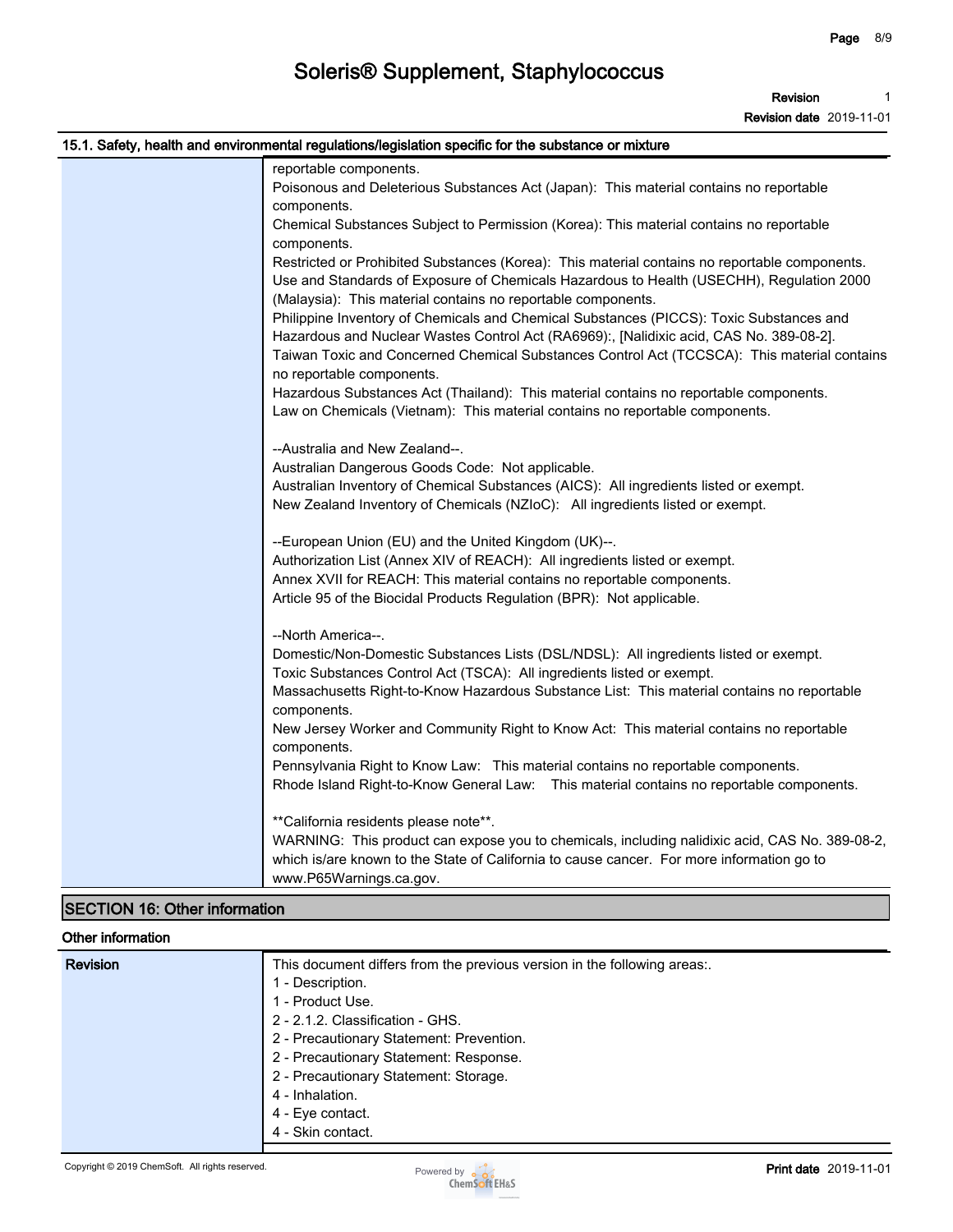## 15.1. Safety, health and environmental regulations/legislation specific for the substance or mixture

| | |
|---|---|
| | reportable components.<br>Poisonous and Deleterious Substances Act (Japan): This material contains no reportable components.<br>Chemical Substances Subject to Permission (Korea): This material contains no reportable components.<br>Restricted or Prohibited Substances (Korea): This material contains no reportable components.<br>Use and Standards of Exposure of Chemicals Hazardous to Health (USECHH), Regulation 2000 (Malaysia): This material contains no reportable components.<br>Philippine Inventory of Chemicals and Chemical Substances (PICCS): Toxic Substances and Hazardous and Nuclear Wastes Control Act (RA6969):, [Nalidixic acid, CAS No. 389-08-2].<br>Taiwan Toxic and Concerned Chemical Substances Control Act (TCCSCA): This material contains no reportable components.<br>Hazardous Substances Act (Thailand): This material contains no reportable components.<br>Law on Chemicals (Vietnam): This material contains no reportable components.<br><br>--Australia and New Zealand--.<br>Australian Dangerous Goods Code: Not applicable.<br>Australian Inventory of Chemical Substances (AICS): All ingredients listed or exempt.<br>New Zealand Inventory of Chemicals (NZIoC): All ingredients listed or exempt.<br><br>--European Union (EU) and the United Kingdom (UK)--.<br>Authorization List (Annex XIV of REACH): All ingredients listed or exempt.<br>Annex XVII for REACH: This material contains no reportable components.<br>Article 95 of the Biocidal Products Regulation (BPR): Not applicable.<br><br>--North America--.<br>Domestic/Non-Domestic Substances Lists (DSL/NDSL): All ingredients listed or exempt.<br>Toxic Substances Control Act (TSCA): All ingredients listed or exempt.<br>Massachusetts Right-to-Know Hazardous Substance List: This material contains no reportable components.<br>New Jersey Worker and Community Right to Know Act: This material contains no reportable components.<br>Pennsylvania Right to Know Law: This material contains no reportable components.<br>Rhode Island Right-to-Know General Law: This material contains no reportable components.<br><br>**California residents please note**.<br>WARNING: This product can expose you to chemicals, including nalidixic acid, CAS No. 389-08-2, which is/are known to the State of California to cause cancer. For more information go to www.P65Warnings.ca.gov. |

## SECTION 16: Other information

### Other information

| | |
|---|---|
| Revision | This document differs from the previous version in the following areas:.<br>1 - Description.<br>1 - Product Use.<br>2 - 2.1.2. Classification - GHS.<br>2 - Precautionary Statement: Prevention.<br>2 - Precautionary Statement: Response.<br>2 - Precautionary Statement: Storage.<br>4 - Inhalation.<br>4 - Eye contact.<br>4 - Skin contact. |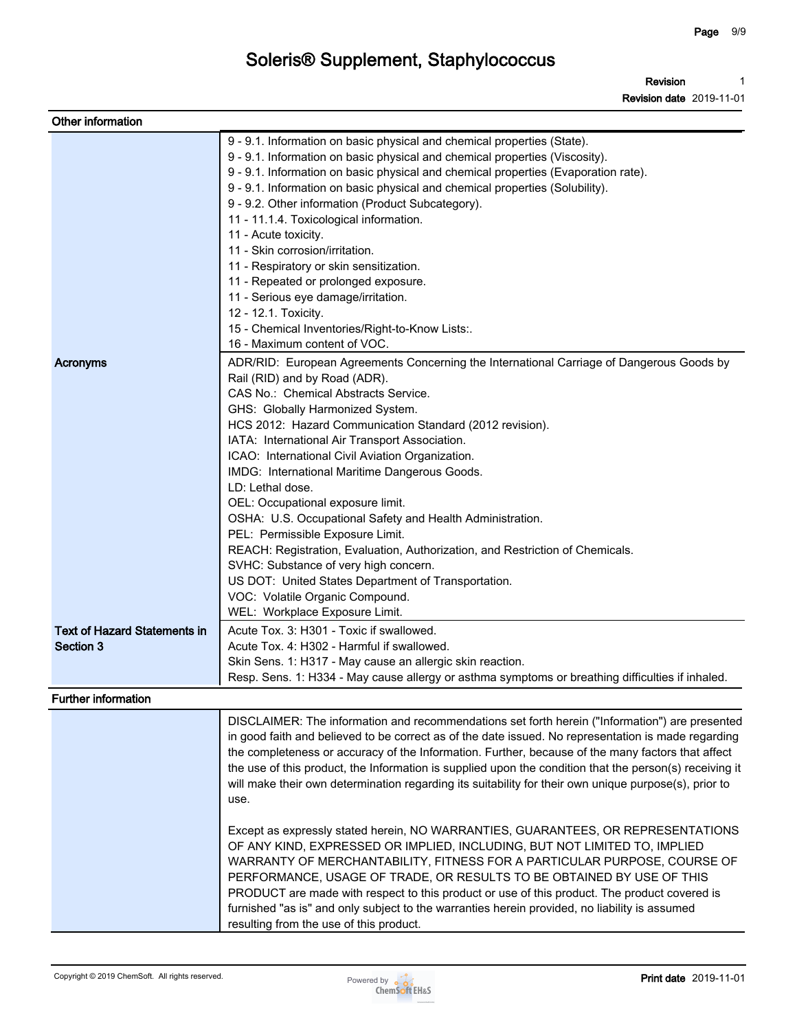## Other information

| | |
|---|---|
| | 9 - 9.1. Information on basic physical and chemical properties (State).<br>9 - 9.1. Information on basic physical and chemical properties (Viscosity).<br>9 - 9.1. Information on basic physical and chemical properties (Evaporation rate).<br>9 - 9.1. Information on basic physical and chemical properties (Solubility).<br>9 - 9.2. Other information (Product Subcategory).<br>11 - 11.1.4. Toxicological information.<br>11 - Acute toxicity.<br>11 - Skin corrosion/irritation.<br>11 - Respiratory or skin sensitization.<br>11 - Repeated or prolonged exposure.<br>11 - Serious eye damage/irritation.<br>12 - 12.1. Toxicity.<br>15 - Chemical Inventories/Right-to-Know Lists:.<br>16 - Maximum content of VOC. |
| **Acronyms** | ADR/RID: European Agreements Concerning the International Carriage of Dangerous Goods by Rail (RID) and by Road (ADR).<br>CAS No.: Chemical Abstracts Service.<br>GHS: Globally Harmonized System.<br>HCS 2012: Hazard Communication Standard (2012 revision).<br>IATA: International Air Transport Association.<br>ICAO: International Civil Aviation Organization.<br>IMDG: International Maritime Dangerous Goods.<br>LD: Lethal dose.<br>OEL: Occupational exposure limit.<br>OSHA: U.S. Occupational Safety and Health Administration.<br>PEL: Permissible Exposure Limit.<br>REACH: Registration, Evaluation, Authorization, and Restriction of Chemicals.<br>SVHC: Substance of very high concern.<br>US DOT: United States Department of Transportation.<br>VOC: Volatile Organic Compound.<br>WEL: Workplace Exposure Limit. |
| **Text of Hazard Statements in Section 3** | Acute Tox. 3: H301 - Toxic if swallowed.<br>Acute Tox. 4: H302 - Harmful if swallowed.<br>Skin Sens. 1: H317 - May cause an allergic skin reaction.<br>Resp. Sens. 1: H334 - May cause allergy or asthma symptoms or breathing difficulties if inhaled. |

## Further information

DISCLAIMER: The information and recommendations set forth herein ("Information") are presented in good faith and believed to be correct as of the date issued. No representation is made regarding the completeness or accuracy of the Information. Further, because of the many factors that affect the use of this product, the Information is supplied upon the condition that the person(s) receiving it will make their own determination regarding its suitability for their own unique purpose(s), prior to use.

Except as expressly stated herein, NO WARRANTIES, GUARANTEES, OR REPRESENTATIONS OF ANY KIND, EXPRESSED OR IMPLIED, INCLUDING, BUT NOT LIMITED TO, IMPLIED WARRANTY OF MERCHANTABILITY, FITNESS FOR A PARTICULAR PURPOSE, COURSE OF PERFORMANCE, USAGE OF TRADE, OR RESULTS TO BE OBTAINED BY USE OF THIS PRODUCT are made with respect to this product or use of this product. The product covered is furnished "as is" and only subject to the warranties herein provided, no liability is assumed resulting from the use of this product.